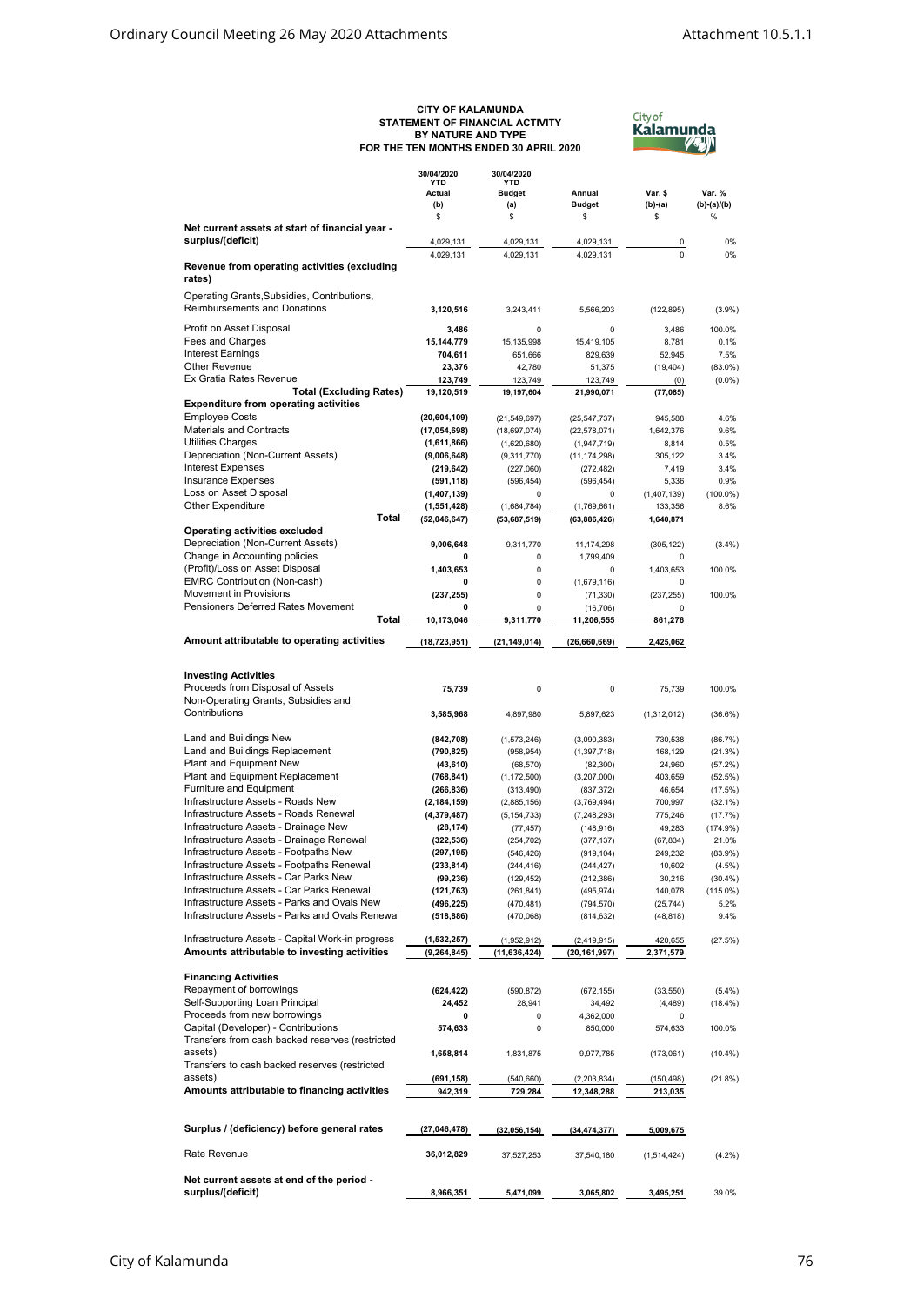**CITY OF KALAMUNDA**
**STATEMENT OF FINANCIAL ACTIVITY**
**BY NATURE AND TYPE**
**FOR THE TEN MONTHS ENDED 30 APRIL 2020**

| | 30/04/2020 YTD Actual (b) $ | 30/04/2020 YTD Budget (a) $ | Annual Budget $ | Var. $ (b)-(a) $ | Var. % (b)-(a)/(b) % |
|---|---|---|---|---|---|
| **Net current assets at start of financial year - surplus/(deficit)** | 4,029,131 | 4,029,131 | 4,029,131 | 0 | 0% |
| | 4,029,131 | 4,029,131 | 4,029,131 | 0 | 0% |
| **Revenue from operating activities (excluding rates)** | | | | | |
| Operating Grants,Subsidies, Contributions, Reimbursements and Donations | **3,120,516** | 3,243,411 | 5,566,203 | (122,895) | (3.9%) |
| Profit on Asset Disposal | **3,486** | 0 | 0 | 3,486 | 100.0% |
| Fees and Charges | **15,144,779** | 15,135,998 | 15,419,105 | 8,781 | 0.1% |
| Interest Earnings | **704,611** | 651,666 | 829,639 | 52,945 | 7.5% |
| Other Revenue | **23,376** | 42,780 | 51,375 | (19,404) | (83.0%) |
| Ex Gratia Rates Revenue | **123,749** | 123,749 | 123,749 | (0) | (0.0%) |
| **Total (Excluding Rates)** | **19,120,519** | **19,197,604** | **21,990,071** | **(77,085)** | |
| **Expenditure from operating activities** | | | | | |
| Employee Costs | **(20,604,109)** | (21,549,697) | (25,547,737) | 945,588 | 4.6% |
| Materials and Contracts | **(17,054,698)** | (18,697,074) | (22,578,071) | 1,642,376 | 9.6% |
| Utilities Charges | **(1,611,866)** | (1,620,680) | (1,947,719) | 8,814 | 0.5% |
| Depreciation (Non-Current Assets) | **(9,006,648)** | (9,311,770) | (11,174,298) | 305,122 | 3.4% |
| Interest Expenses | **(219,642)** | (227,060) | (272,482) | 7,419 | 3.4% |
| Insurance Expenses | **(591,118)** | (596,454) | (596,454) | 5,336 | 0.9% |
| Loss on Asset Disposal | **(1,407,139)** | 0 | 0 | (1,407,139) | (100.0%) |
| Other Expenditure | **(1,551,428)** | (1,684,784) | (1,769,661) | 133,356 | 8.6% |
| **Total** | **(52,046,647)** | **(53,687,519)** | **(63,886,426)** | **1,640,871** | |
| **Operating activities excluded** | | | | | |
| Depreciation (Non-Current Assets) | **9,006,648** | 9,311,770 | 11,174,298 | (305,122) | (3.4%) |
| Change in Accounting policies | **0** | 0 | 1,799,409 | 0 | |
| (Profit)/Loss on Asset Disposal | **1,403,653** | 0 | 0 | 1,403,653 | 100.0% |
| EMRC Contribution (Non-cash) | **0** | 0 | (1,679,116) | 0 | |
| Movement in Provisions | **(237,255)** | 0 | (71,330) | (237,255) | 100.0% |
| Pensioners Deferred Rates Movement | **0** | 0 | (16,706) | 0 | |
| **Total** | **10,173,046** | **9,311,770** | **11,206,555** | **861,276** | |
| **Amount attributable to operating activities** | **(18,723,951)** | **(21,149,014)** | **(26,660,669)** | **2,425,062** | |
| **Investing Activities** | | | | | |
| Proceeds from Disposal of Assets | **75,739** | 0 | 0 | 75,739 | 100.0% |
| Non-Operating Grants, Subsidies and Contributions | **3,585,968** | 4,897,980 | 5,897,623 | (1,312,012) | (36.6%) |
| Land and Buildings New | **(842,708)** | (1,573,246) | (3,090,383) | 730,538 | (86.7%) |
| Land and Buildings Replacement | **(790,825)** | (958,954) | (1,397,718) | 168,129 | (21.3%) |
| Plant and Equipment New | **(43,610)** | (68,570) | (82,300) | 24,960 | (57.2%) |
| Plant and Equipment Replacement | **(768,841)** | (1,172,500) | (3,207,000) | 403,659 | (52.5%) |
| Furniture and Equipment | **(266,836)** | (313,490) | (837,372) | 46,654 | (17.5%) |
| Infrastructure Assets - Roads New | **(2,184,159)** | (2,885,156) | (3,769,494) | 700,997 | (32.1%) |
| Infrastructure Assets - Roads Renewal | **(4,379,487)** | (5,154,733) | (7,248,293) | 775,246 | (17.7%) |
| Infrastructure Assets - Drainage New | **(28,174)** | (77,457) | (148,916) | 49,283 | (174.9%) |
| Infrastructure Assets - Drainage Renewal | **(322,536)** | (254,702) | (377,137) | (67,834) | 21.0% |
| Infrastructure Assets - Footpaths New | **(297,195)** | (546,426) | (919,104) | 249,232 | (83.9%) |
| Infrastructure Assets - Footpaths Renewal | **(233,814)** | (244,416) | (244,427) | 10,602 | (4.5%) |
| Infrastructure Assets - Car Parks New | **(99,236)** | (129,452) | (212,386) | 30,216 | (30.4%) |
| Infrastructure Assets - Car Parks Renewal | **(121,763)** | (261,841) | (495,974) | 140,078 | (115.0%) |
| Infrastructure Assets - Parks and Ovals New | **(496,225)** | (470,481) | (794,570) | (25,744) | 5.2% |
| Infrastructure Assets - Parks and Ovals Renewal | **(518,886)** | (470,068) | (814,632) | (48,818) | 9.4% |
| Infrastructure Assets - Capital Work-in progress | **(1,532,257)** | (1,952,912) | (2,419,915) | 420,655 | (27.5%) |
| **Amounts attributable to investing activities** | **(9,264,845)** | **(11,636,424)** | **(20,161,997)** | **2,371,579** | |
| **Financing Activities** | | | | | |
| Repayment of borrowings | **(624,422)** | (590,872) | (672,155) | (33,550) | (5.4%) |
| Self-Supporting Loan Principal | **24,452** | 28,941 | 34,492 | (4,489) | (18.4%) |
| Proceeds from new borrowings | **0** | 0 | 4,362,000 | 0 | |
| Capital (Developer) - Contributions | **574,633** | 0 | 850,000 | 574,633 | 100.0% |
| Transfers from cash backed reserves (restricted assets) | **1,658,814** | 1,831,875 | 9,977,785 | (173,061) | (10.4%) |
| Transfers to cash backed reserves (restricted assets) | **(691,158)** | (540,660) | (2,203,834) | (150,498) | (21.8%) |
| **Amounts attributable to financing activities** | **942,319** | **729,284** | **12,348,288** | **213,035** | |
| **Surplus / (deficiency) before general rates** | **(27,046,478)** | **(32,056,154)** | **(34,474,377)** | **5,009,675** | |
| Rate Revenue | **36,012,829** | 37,527,253 | 37,540,180 | (1,514,424) | (4.2%) |
| **Net current assets at end of the period - surplus/(deficit)** | **8,966,351** | **5,471,099** | **3,065,802** | **3,495,251** | 39.0% |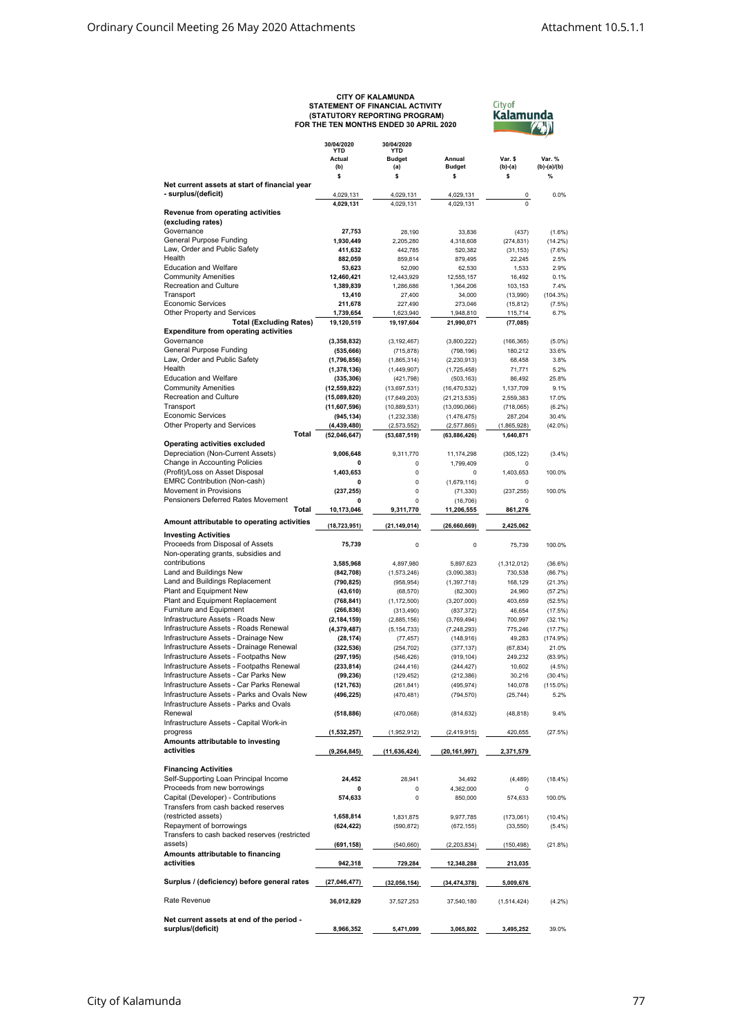**CITY OF KALAMUNDA**
**STATEMENT OF FINANCIAL ACTIVITY**
**(STATUTORY REPORTING PROGRAM)**
**FOR THE TEN MONTHS ENDED 30 APRIL 2020**

| | 30/04/2020 YTD Actual (b) $ | 30/04/2020 YTD Budget (a) $ | Annual Budget $ | Var. $ (b)-(a) $ | Var. % (b)-(a)/(b) % |
|---|---|---|---|---|---|
| **Net current assets at start of financial year - surplus/(deficit)** | 4,029,131 | 4,029,131 | 4,029,131 | 0 | 0.0% |
| | 4,029,131 | 4,029,131 | 4,029,131 | 0 | |
| **Revenue from operating activities (excluding rates)** | | | | | |
| Governance | 27,753 | 28,190 | 33,836 | (437) | (1.6%) |
| General Purpose Funding | 1,930,449 | 2,205,280 | 4,318,608 | (274,831) | (14.2%) |
| Law, Order and Public Safety | 411,632 | 442,785 | 520,382 | (31,153) | (7.6%) |
| Health | 882,059 | 859,814 | 879,495 | 22,245 | 2.5% |
| Education and Welfare | 53,623 | 52,090 | 62,530 | 1,533 | 2.9% |
| Community Amenities | 12,460,421 | 12,443,929 | 12,555,157 | 16,492 | 0.1% |
| Recreation and Culture | 1,389,839 | 1,286,686 | 1,364,206 | 103,153 | 7.4% |
| Transport | 13,410 | 27,400 | 34,000 | (13,990) | (104.3%) |
| Economic Services | 211,678 | 227,490 | 273,046 | (15,812) | (7.5%) |
| Other Property and Services | 1,739,654 | 1,623,940 | 1,948,810 | 115,714 | 6.7% |
| **Total (Excluding Rates)** | 19,120,519 | 19,197,604 | 21,990,071 | (77,085) | |
| **Expenditure from operating activities** | | | | | |
| Governance | (3,358,832) | (3,192,467) | (3,800,222) | (166,365) | (5.0%) |
| General Purpose Funding | (535,666) | (715,878) | (798,196) | 180,212 | 33.6% |
| Law, Order and Public Safety | (1,796,856) | (1,865,314) | (2,230,913) | 68,458 | 3.8% |
| Health | (1,378,136) | (1,449,907) | (1,725,458) | 71,771 | 5.2% |
| Education and Welfare | (335,306) | (421,798) | (503,163) | 86,492 | 25.8% |
| Community Amenities | (12,559,822) | (13,697,531) | (16,470,532) | 1,137,709 | 9.1% |
| Recreation and Culture | (15,089,820) | (17,649,203) | (21,213,535) | 2,559,383 | 17.0% |
| Transport | (11,607,596) | (10,889,531) | (13,090,066) | (718,065) | (6.2%) |
| Economic Services | (945,134) | (1,232,338) | (1,476,475) | 287,204 | 30.4% |
| Other Property and Services | (4,439,480) | (2,573,552) | (2,577,865) | (1,865,928) | (42.0%) |
| **Total** | (52,046,647) | (53,687,519) | (63,886,426) | 1,640,871 | |
| **Operating activities excluded** | | | | | |
| Depreciation (Non-Current Assets) | 9,006,648 | 9,311,770 | 11,174,298 | (305,122) | (3.4%) |
| Change in Accounting Policies | 0 | 0 | 1,799,409 | 0 | |
| (Profit)/Loss on Asset Disposal | 1,403,653 | 0 | 0 | 1,403,653 | 100.0% |
| EMRC Contribution (Non-cash) | 0 | 0 | (1,679,116) | 0 | |
| Movement in Provisions | (237,255) | 0 | (71,330) | (237,255) | 100.0% |
| Pensioners Deferred Rates Movement | 0 | 0 | (16,706) | 0 | |
| **Total** | 10,173,046 | 9,311,770 | 11,206,555 | 861,276 | |
| **Amount attributable to operating activities** | (18,723,951) | (21,149,014) | (26,660,669) | 2,425,062 | |
| **Investing Activities** | | | | | |
| Proceeds from Disposal of Assets | 75,739 | 0 | 0 | 75,739 | 100.0% |
| Non-operating grants, subsidies and contributions | 3,585,968 | 4,897,980 | 5,897,623 | (1,312,012) | (36.6%) |
| Land and Buildings New | (842,708) | (1,573,246) | (3,090,383) | 730,538 | (86.7%) |
| Land and Buildings Replacement | (790,825) | (958,954) | (1,397,718) | 168,129 | (21.3%) |
| Plant and Equipment New | (43,610) | (68,570) | (82,300) | 24,960 | (57.2%) |
| Plant and Equipment Replacement | (768,841) | (1,172,500) | (3,207,000) | 403,659 | (52.5%) |
| Furniture and Equipment | (266,836) | (313,490) | (837,372) | 46,654 | (17.5%) |
| Infrastructure Assets - Roads New | (2,184,159) | (2,885,156) | (3,769,494) | 700,997 | (32.1%) |
| Infrastructure Assets - Roads Renewal | (4,379,487) | (5,154,733) | (7,248,293) | 775,246 | (17.7%) |
| Infrastructure Assets - Drainage New | (28,174) | (77,457) | (148,916) | 49,283 | (174.9%) |
| Infrastructure Assets - Drainage Renewal | (322,536) | (254,702) | (377,137) | (67,834) | 21.0% |
| Infrastructure Assets - Footpaths New | (297,195) | (546,426) | (919,104) | 249,232 | (83.9%) |
| Infrastructure Assets - Footpaths Renewal | (233,814) | (244,416) | (244,427) | 10,602 | (4.5%) |
| Infrastructure Assets - Car Parks New | (99,236) | (129,452) | (212,386) | 30,216 | (30.4%) |
| Infrastructure Assets - Car Parks Renewal | (121,763) | (261,841) | (495,974) | 140,078 | (115.0%) |
| Infrastructure Assets - Parks and Ovals New | (496,225) | (470,481) | (794,570) | (25,744) | 5.2% |
| Infrastructure Assets - Parks and Ovals Renewal | (518,886) | (470,068) | (814,632) | (48,818) | 9.4% |
| Infrastructure Assets - Capital Work-in progress | (1,532,257) | (1,952,912) | (2,419,915) | 420,655 | (27.5%) |
| **Amounts attributable to investing activities** | (9,264,845) | (11,636,424) | (20,161,997) | 2,371,579 | |
| **Financing Activities** | | | | | |
| Self-Supporting Loan Principal Income | 24,452 | 28,941 | 34,492 | (4,489) | (18.4%) |
| Proceeds from new borrowings | 0 | 0 | 4,362,000 | 0 | |
| Capital (Developer) - Contributions | 574,633 | 0 | 850,000 | 574,633 | 100.0% |
| Transfers from cash backed reserves (restricted assets) | 1,658,814 | 1,831,875 | 9,977,785 | (173,061) | (10.4%) |
| Repayment of borrowings | (624,422) | (590,872) | (672,155) | (33,550) | (5.4%) |
| Transfers to cash backed reserves (restricted assets) | (691,158) | (540,660) | (2,203,834) | (150,498) | (21.8%) |
| **Amounts attributable to financing activities** | 942,318 | 729,284 | 12,348,288 | 213,035 | |
| **Surplus / (deficiency) before general rates** | (27,046,477) | (32,056,154) | (34,474,378) | 5,009,676 | |
| Rate Revenue | 36,012,829 | 37,527,253 | 37,540,180 | (1,514,424) | (4.2%) |
| **Net current assets at end of the period - surplus/(deficit)** | 8,966,352 | 5,471,099 | 3,065,802 | 3,495,252 | 39.0% |